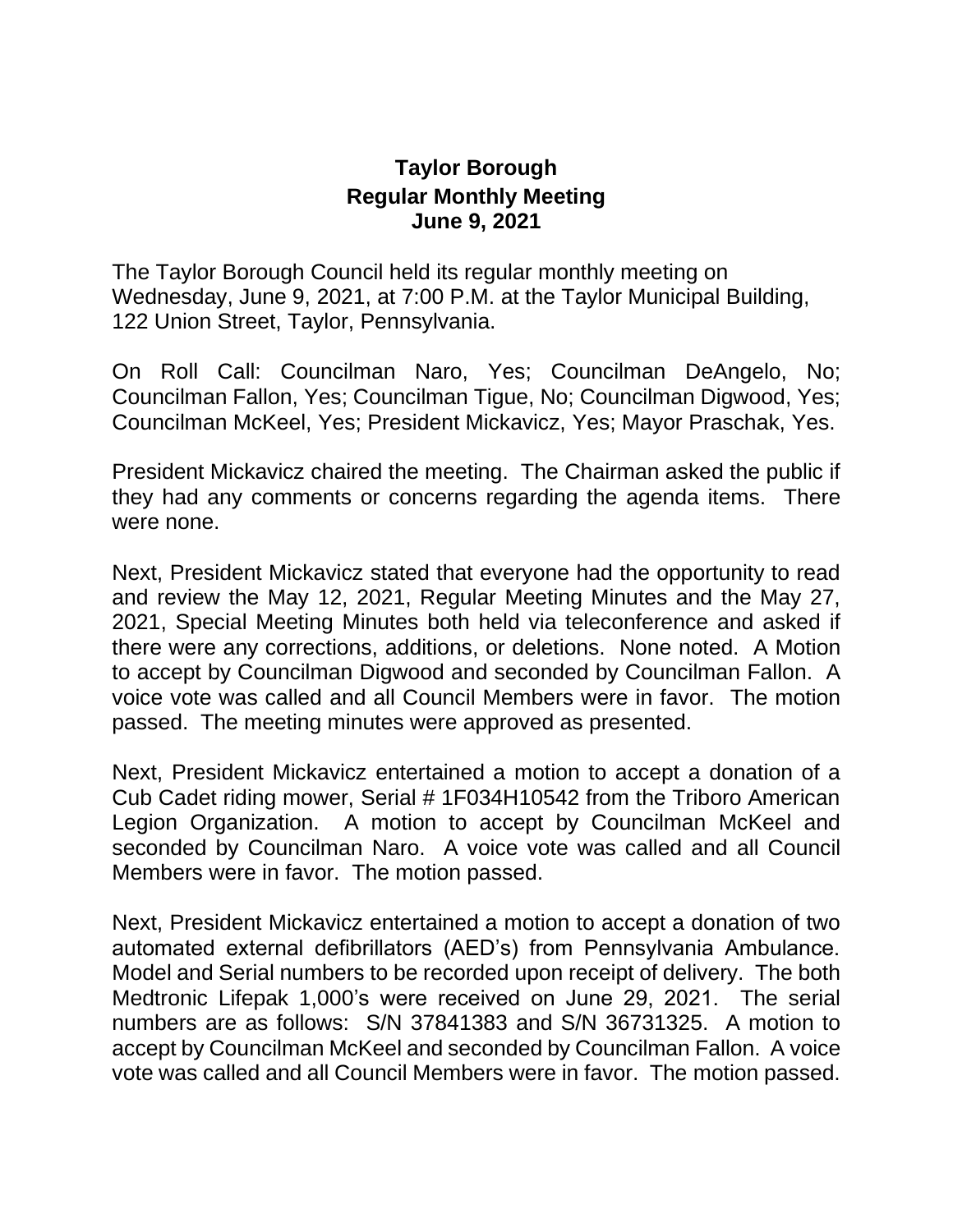# Taylor Borough
## Regular Monthly Meeting
## June 9, 2021

The Taylor Borough Council held its regular monthly meeting on Wednesday, June 9, 2021, at 7:00 P.M. at the Taylor Municipal Building, 122 Union Street, Taylor, Pennsylvania.

On Roll Call: Councilman Naro, Yes; Councilman DeAngelo, No; Councilman Fallon, Yes; Councilman Tigue, No; Councilman Digwood, Yes; Councilman McKeel, Yes; President Mickavicz, Yes; Mayor Praschak, Yes.

President Mickavicz chaired the meeting. The Chairman asked the public if they had any comments or concerns regarding the agenda items. There were none.

Next, President Mickavicz stated that everyone had the opportunity to read and review the May 12, 2021, Regular Meeting Minutes and the May 27, 2021, Special Meeting Minutes both held via teleconference and asked if there were any corrections, additions, or deletions. None noted. A Motion to accept by Councilman Digwood and seconded by Councilman Fallon. A voice vote was called and all Council Members were in favor. The motion passed. The meeting minutes were approved as presented.

Next, President Mickavicz entertained a motion to accept a donation of a Cub Cadet riding mower, Serial # 1F034H10542 from the Triboro American Legion Organization. A motion to accept by Councilman McKeel and seconded by Councilman Naro. A voice vote was called and all Council Members were in favor. The motion passed.

Next, President Mickavicz entertained a motion to accept a donation of two automated external defibrillators (AED's) from Pennsylvania Ambulance. Model and Serial numbers to be recorded upon receipt of delivery. The both Medtronic Lifepak 1,000's were received on June 29, 2021. The serial numbers are as follows: S/N 37841383 and S/N 36731325. A motion to accept by Councilman McKeel and seconded by Councilman Fallon. A voice vote was called and all Council Members were in favor. The motion passed.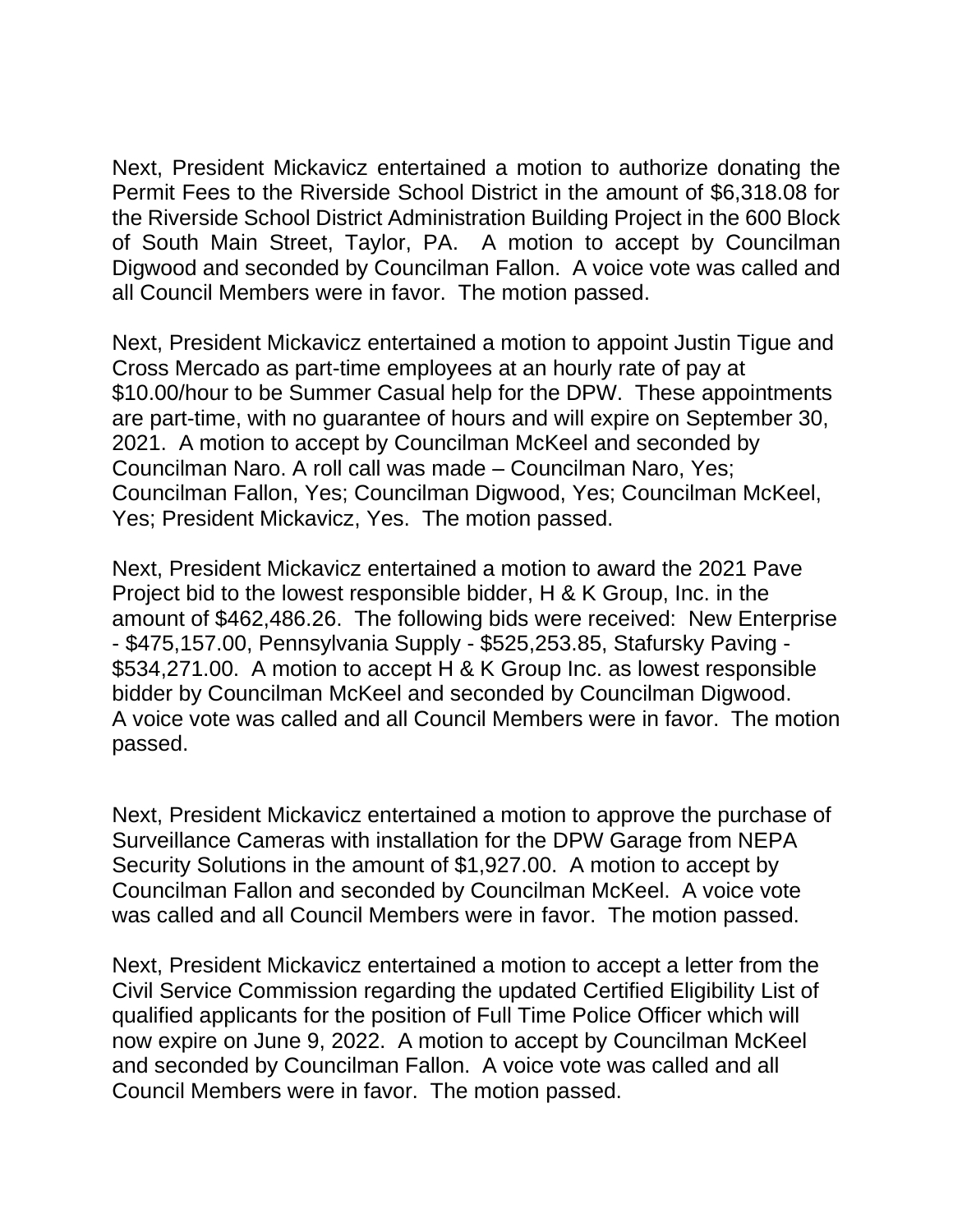Next, President Mickavicz entertained a motion to authorize donating the Permit Fees to the Riverside School District in the amount of $6,318.08 for the Riverside School District Administration Building Project in the 600 Block of South Main Street, Taylor, PA. A motion to accept by Councilman Digwood and seconded by Councilman Fallon. A voice vote was called and all Council Members were in favor. The motion passed.

Next, President Mickavicz entertained a motion to appoint Justin Tigue and Cross Mercado as part-time employees at an hourly rate of pay at $10.00/hour to be Summer Casual help for the DPW. These appointments are part-time, with no guarantee of hours and will expire on September 30, 2021. A motion to accept by Councilman McKeel and seconded by Councilman Naro. A roll call was made – Councilman Naro, Yes; Councilman Fallon, Yes; Councilman Digwood, Yes; Councilman McKeel, Yes; President Mickavicz, Yes. The motion passed.

Next, President Mickavicz entertained a motion to award the 2021 Pave Project bid to the lowest responsible bidder, H & K Group, Inc. in the amount of $462,486.26. The following bids were received: New Enterprise - $475,157.00, Pennsylvania Supply - $525,253.85, Stafursky Paving - $534,271.00. A motion to accept H & K Group Inc. as lowest responsible bidder by Councilman McKeel and seconded by Councilman Digwood. A voice vote was called and all Council Members were in favor. The motion passed.

Next, President Mickavicz entertained a motion to approve the purchase of Surveillance Cameras with installation for the DPW Garage from NEPA Security Solutions in the amount of $1,927.00. A motion to accept by Councilman Fallon and seconded by Councilman McKeel. A voice vote was called and all Council Members were in favor. The motion passed.

Next, President Mickavicz entertained a motion to accept a letter from the Civil Service Commission regarding the updated Certified Eligibility List of qualified applicants for the position of Full Time Police Officer which will now expire on June 9, 2022. A motion to accept by Councilman McKeel and seconded by Councilman Fallon. A voice vote was called and all Council Members were in favor. The motion passed.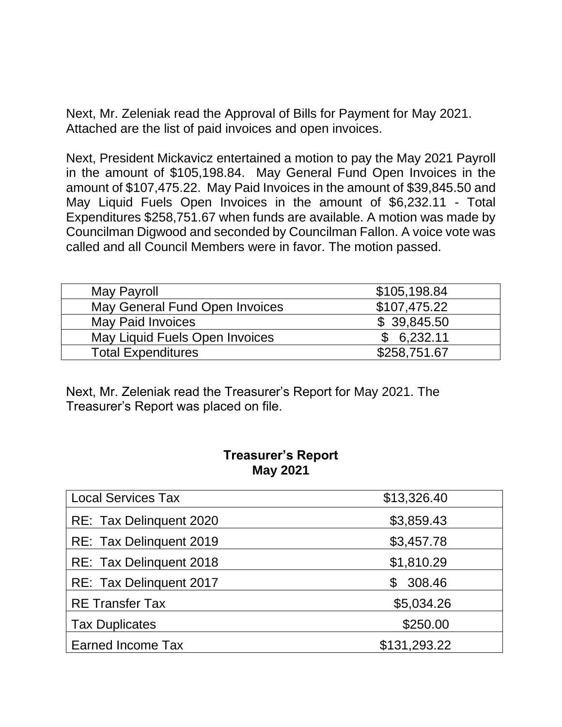Next, Mr. Zeleniak read the Approval of Bills for Payment for May 2021. Attached are the list of paid invoices and open invoices.

Next, President Mickavicz entertained a motion to pay the May 2021 Payroll in the amount of $105,198.84. May General Fund Open Invoices in the amount of $107,475.22. May Paid Invoices in the amount of $39,845.50 and May Liquid Fuels Open Invoices in the amount of $6,232.11 - Total Expenditures $258,751.67 when funds are available. A motion was made by Councilman Digwood and seconded by Councilman Fallon. A voice vote was called and all Council Members were in favor. The motion passed.

| | |
|---|---|
| May Payroll | $105,198.84 |
| May General Fund Open Invoices | $107,475.22 |
| May Paid Invoices | $ 39,845.50 |
| May Liquid Fuels Open Invoices | $ 6,232.11 |
| Total Expenditures | $258,751.67 |

Next, Mr. Zeleniak read the Treasurer's Report for May 2021. The Treasurer's Report was placed on file.

**Treasurer's Report**
**May 2021**

| | |
|---|---|
| Local Services Tax | $13,326.40 |
| RE: Tax Delinquent 2020 | $3,859.43 |
| RE: Tax Delinquent 2019 | $3,457.78 |
| RE: Tax Delinquent 2018 | $1,810.29 |
| RE: Tax Delinquent 2017 | $ 308.46 |
| RE Transfer Tax | $5,034.26 |
| Tax Duplicates | $250.00 |
| Earned Income Tax | $131,293.22 |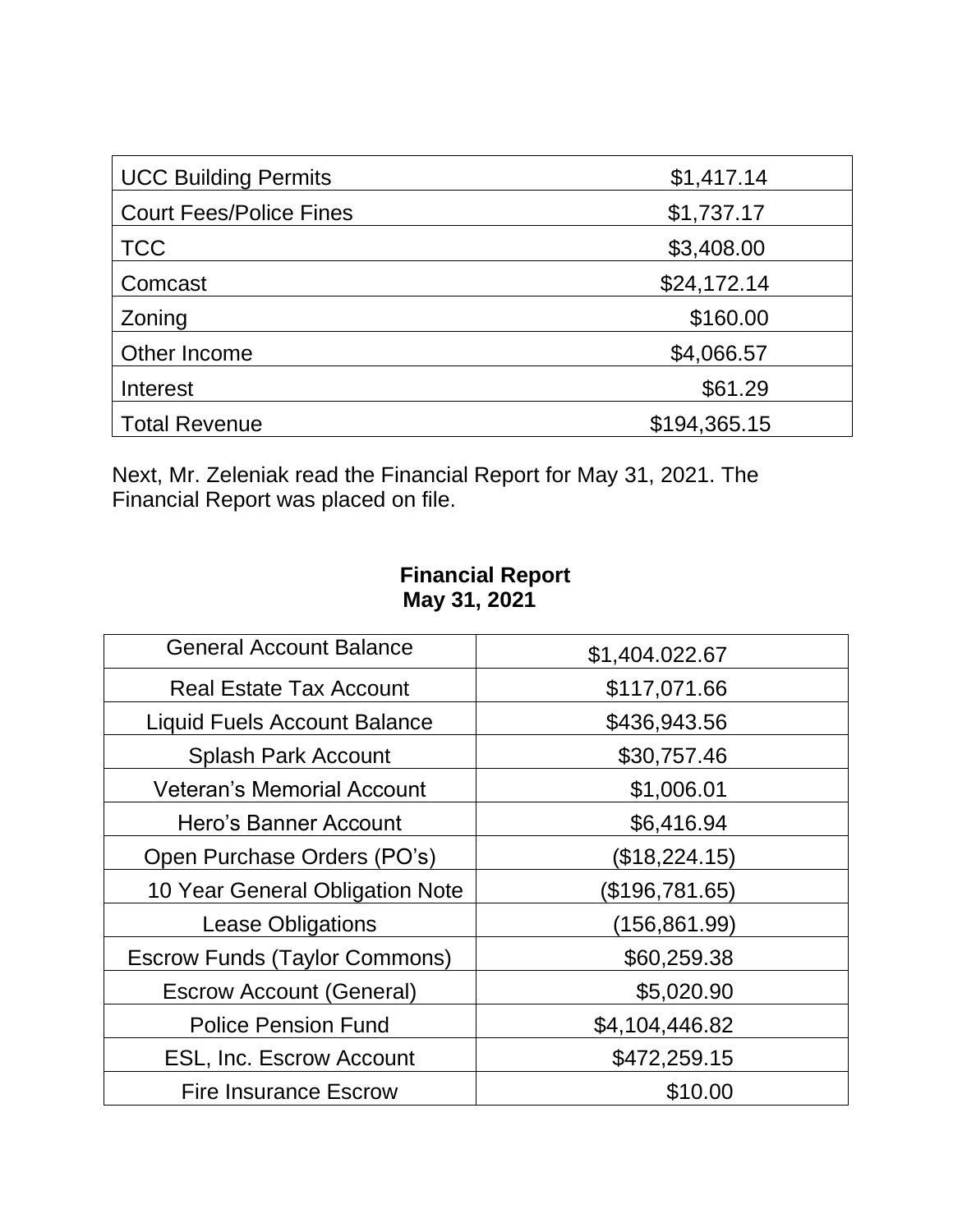| UCC Building Permits | $1,417.14 |
|---|---|
| Court Fees/Police Fines | $1,737.17 |
| TCC | $3,408.00 |
| Comcast | $24,172.14 |
| Zoning | $160.00 |
| Other Income | $4,066.57 |
| Interest | $61.29 |
| Total Revenue | $194,365.15 |

Next, Mr. Zeleniak read the Financial Report for May 31, 2021. The Financial Report was placed on file.

**Financial Report**
**May 31, 2021**

| General Account Balance | $1,404.022.67 |
|---|---|
| Real Estate Tax Account | $117,071.66 |
| Liquid Fuels Account Balance | $436,943.56 |
| Splash Park Account | $30,757.46 |
| Veteran's Memorial Account | $1,006.01 |
| Hero's Banner Account | $6,416.94 |
| Open Purchase Orders (PO's) | ($18,224.15) |
| 10 Year General Obligation Note | ($196,781.65) |
| Lease Obligations | (156,861.99) |
| Escrow Funds (Taylor Commons) | $60,259.38 |
| Escrow Account (General) | $5,020.90 |
| Police Pension Fund | $4,104,446.82 |
| ESL, Inc. Escrow Account | $472,259.15 |
| Fire Insurance Escrow | $10.00 |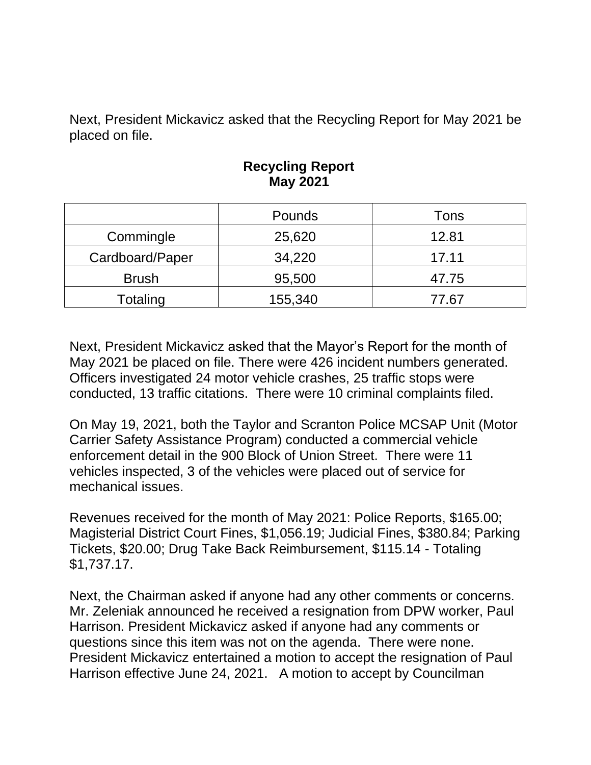Next, President Mickavicz asked that the Recycling Report for May 2021 be placed on file.

**Recycling Report**
**May 2021**

| | Pounds | Tons |
|---|---|---|
| Commingle | 25,620 | 12.81 |
| Cardboard/Paper | 34,220 | 17.11 |
| Brush | 95,500 | 47.75 |
| Totaling | 155,340 | 77.67 |

Next, President Mickavicz asked that the Mayor's Report for the month of May 2021 be placed on file. There were 426 incident numbers generated. Officers investigated 24 motor vehicle crashes, 25 traffic stops were conducted, 13 traffic citations. There were 10 criminal complaints filed.

On May 19, 2021, both the Taylor and Scranton Police MCSAP Unit (Motor Carrier Safety Assistance Program) conducted a commercial vehicle enforcement detail in the 900 Block of Union Street. There were 11 vehicles inspected, 3 of the vehicles were placed out of service for mechanical issues.

Revenues received for the month of May 2021: Police Reports, $165.00; Magisterial District Court Fines, $1,056.19; Judicial Fines, $380.84; Parking Tickets, $20.00; Drug Take Back Reimbursement, $115.14 - Totaling $1,737.17.

Next, the Chairman asked if anyone had any other comments or concerns. Mr. Zeleniak announced he received a resignation from DPW worker, Paul Harrison. President Mickavicz asked if anyone had any comments or questions since this item was not on the agenda. There were none. President Mickavicz entertained a motion to accept the resignation of Paul Harrison effective June 24, 2021. A motion to accept by Councilman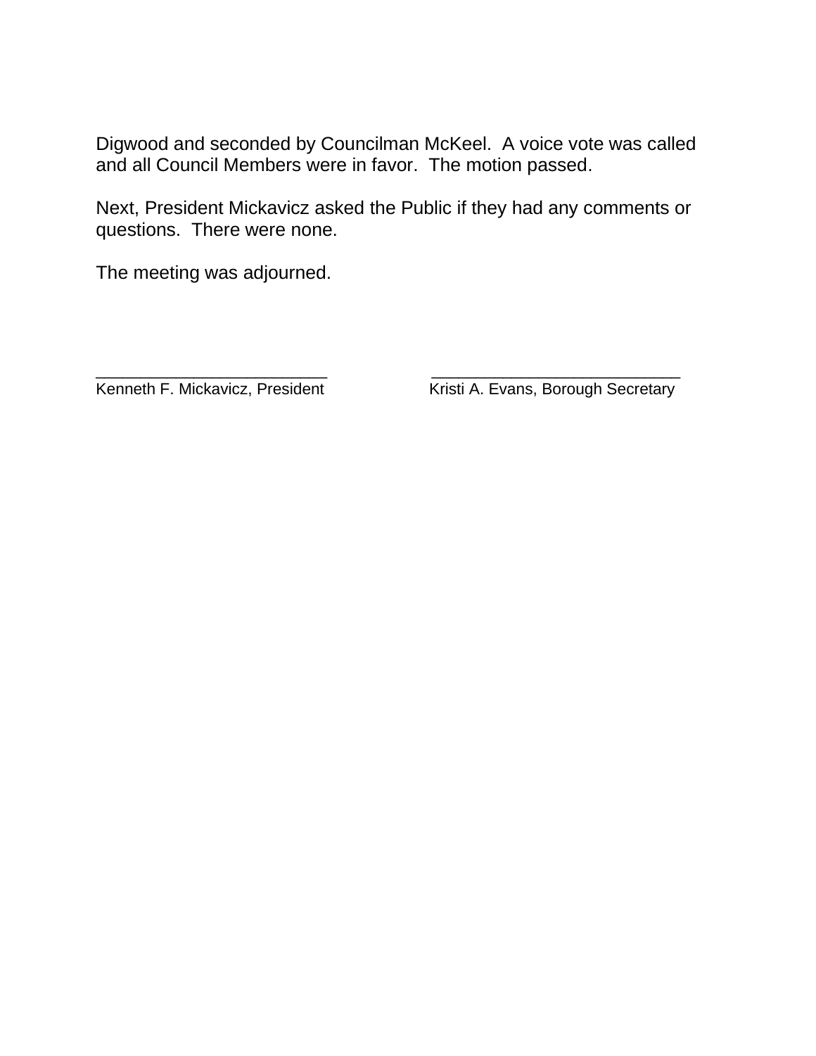Digwood and seconded by Councilman McKeel. A voice vote was called and all Council Members were in favor. The motion passed.

Next, President Mickavicz asked the Public if they had any comments or questions. There were none.

The meeting was adjourned.

_________________________ Kenneth F. Mickavicz, President

___________________________ Kristi A. Evans, Borough Secretary